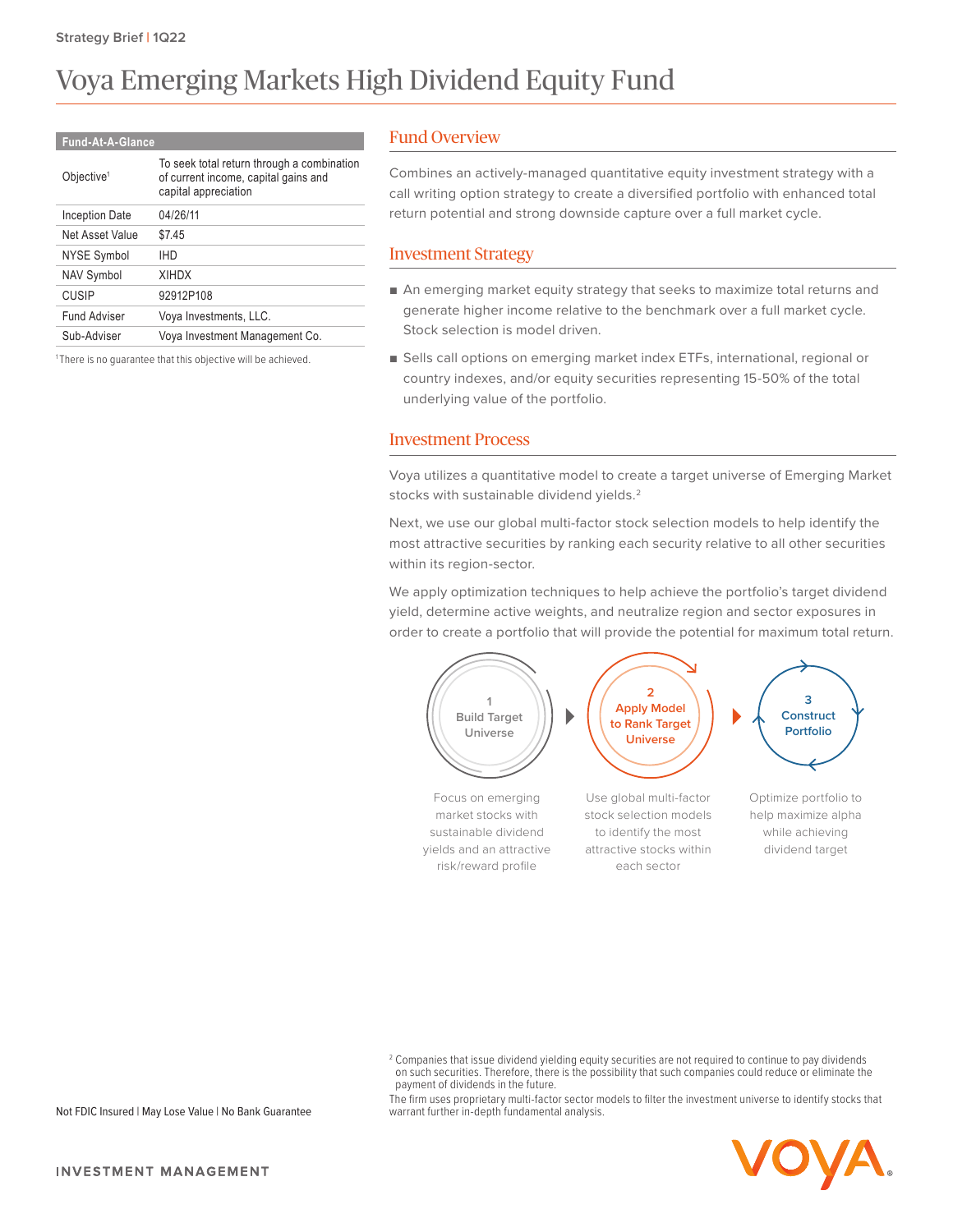Strategy Brief | 1Q22

# Voya Emerging Markets High Dividend Equity Fund

| Fund-At-A-Glance | |
|---|---|
| Objective[1] | To seek total return through a combination of current income, capital gains and capital appreciation |
| Inception Date | 04/26/11 |
| Net Asset Value | $7.45 |
| NYSE Symbol | IHD |
| NAV Symbol | XIHDX |
| CUSIP | 92912P108 |
| Fund Adviser | Voya Investments, LLC. |
| Sub-Adviser | Voya Investment Management Co. |

[1] There is no guarantee that this objective will be achieved.

## Fund Overview

Combines an actively-managed quantitative equity investment strategy with a call writing option strategy to create a diversified portfolio with enhanced total return potential and strong downside capture over a full market cycle.

## Investment Strategy

- An emerging market equity strategy that seeks to maximize total returns and generate higher income relative to the benchmark over a full market cycle. Stock selection is model driven.
- Sells call options on emerging market index ETFs, international, regional or country indexes, and/or equity securities representing 15-50% of the total underlying value of the portfolio.

## Investment Process

Voya utilizes a quantitative model to create a target universe of Emerging Market stocks with sustainable dividend yields.[2]

Next, we use our global multi-factor stock selection models to help identify the most attractive securities by ranking each security relative to all other securities within its region-sector.

We apply optimization techniques to help achieve the portfolio's target dividend yield, determine active weights, and neutralize region and sector exposures in order to create a portfolio that will provide the potential for maximum total return.

**1 Build Target Universe** — Focus on emerging market stocks with sustainable dividend yields and an attractive risk/reward profile

**2 Apply Model to Rank Target Universe** — Use global multi-factor stock selection models to identify the most attractive stocks within each sector

**3 Construct Portfolio** — Optimize portfolio to help maximize alpha while achieving dividend target

[2] Companies that issue dividend yielding equity securities are not required to continue to pay dividends on such securities. Therefore, there is the possibility that such companies could reduce or eliminate the payment of dividends in the future.

The firm uses proprietary multi-factor sector models to filter the investment universe to identify stocks that warrant further in-depth fundamental analysis.

Not FDIC Insured | May Lose Value | No Bank Guarantee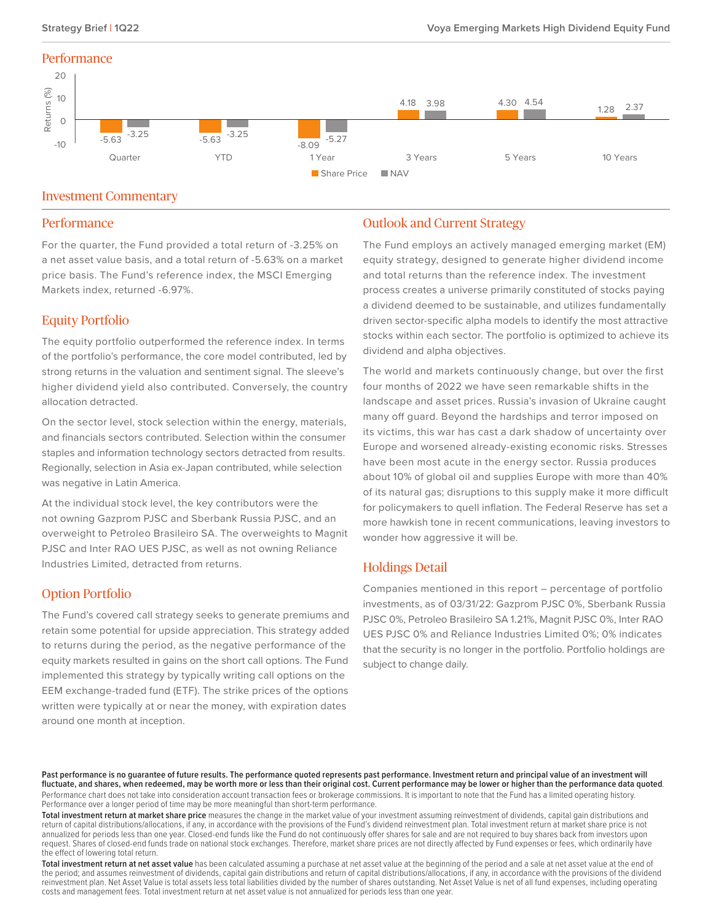## Performance

| | Quarter | YTD | 1 Year | 3 Years | 5 Years | 10 Years |
|---|---|---|---|---|---|---|
| Share Price | -5.63 | -5.63 | -8.09 | 4.18 | 4.30 | 1.28 |
| NAV | -3.25 | -3.25 | -5.27 | 3.98 | 4.54 | 2.37 |

Returns (%)

## Investment Commentary

### Performance

For the quarter, the Fund provided a total return of -3.25% on a net asset value basis, and a total return of -5.63% on a market price basis. The Fund's reference index, the MSCI Emerging Markets index, returned -6.97%.

### Equity Portfolio

The equity portfolio outperformed the reference index. In terms of the portfolio's performance, the core model contributed, led by strong returns in the valuation and sentiment signal. The sleeve's higher dividend yield also contributed. Conversely, the country allocation detracted.

On the sector level, stock selection within the energy, materials, and financials sectors contributed. Selection within the consumer staples and information technology sectors detracted from results. Regionally, selection in Asia ex-Japan contributed, while selection was negative in Latin America.

At the individual stock level, the key contributors were the not owning Gazprom PJSC and Sberbank Russia PJSC, and an overweight to Petroleo Brasileiro SA. The overweights to Magnit PJSC and Inter RAO UES PJSC, as well as not owning Reliance Industries Limited, detracted from returns.

### Option Portfolio

The Fund's covered call strategy seeks to generate premiums and retain some potential for upside appreciation. This strategy added to returns during the period, as the negative performance of the equity markets resulted in gains on the short call options. The Fund implemented this strategy by typically writing call options on the EEM exchange-traded fund (ETF). The strike prices of the options written were typically at or near the money, with expiration dates around one month at inception.

### Outlook and Current Strategy

The Fund employs an actively managed emerging market (EM) equity strategy, designed to generate higher dividend income and total returns than the reference index. The investment process creates a universe primarily constituted of stocks paying a dividend deemed to be sustainable, and utilizes fundamentally driven sector-specific alpha models to identify the most attractive stocks within each sector. The portfolio is optimized to achieve its dividend and alpha objectives.

The world and markets continuously change, but over the first four months of 2022 we have seen remarkable shifts in the landscape and asset prices. Russia's invasion of Ukraine caught many off guard. Beyond the hardships and terror imposed on its victims, this war has cast a dark shadow of uncertainty over Europe and worsened already-existing economic risks. Stresses have been most acute in the energy sector. Russia produces about 10% of global oil and supplies Europe with more than 40% of its natural gas; disruptions to this supply make it more difficult for policymakers to quell inflation. The Federal Reserve has set a more hawkish tone in recent communications, leaving investors to wonder how aggressive it will be.

### Holdings Detail

Companies mentioned in this report – percentage of portfolio investments, as of 03/31/22: Gazprom PJSC 0%, Sberbank Russia PJSC 0%, Petroleo Brasileiro SA 1.21%, Magnit PJSC 0%, Inter RAO UES PJSC 0% and Reliance Industries Limited 0%; 0% indicates that the security is no longer in the portfolio. Portfolio holdings are subject to change daily.

**Past performance is no guarantee of future results. The performance quoted represents past performance. Investment return and principal value of an investment will fluctuate, and shares, when redeemed, may be worth more or less than their original cost. Current performance may be lower or higher than the performance data quoted**. Performance chart does not take into consideration account transaction fees or brokerage commissions. It is important to note that the Fund has a limited operating history. Performance over a longer period of time may be more meaningful than short-term performance.

**Total investment return at market share price** measures the change in the market value of your investment assuming reinvestment of dividends, capital gain distributions and return of capital distributions/allocations, if any, in accordance with the provisions of the Fund's dividend reinvestment plan. Total investment return at market share price is not annualized for periods less than one year. Closed-end funds like the Fund do not continuously offer shares for sale and are not required to buy shares back from investors upon request. Shares of closed-end funds trade on national stock exchanges. Therefore, market share prices are not directly affected by Fund expenses or fees, which ordinarily have the effect of lowering total return.

**Total investment return at net asset value** has been calculated assuming a purchase at net asset value at the beginning of the period and a sale at net asset value at the end of the period; and assumes reinvestment of dividends, capital gain distributions and return of capital distributions/allocations, if any, in accordance with the provisions of the dividend reinvestment plan. Net Asset Value is total assets less total liabilities divided by the number of shares outstanding. Net Asset Value is net of all fund expenses, including operating costs and management fees. Total investment return at net asset value is not annualized for periods less than one year.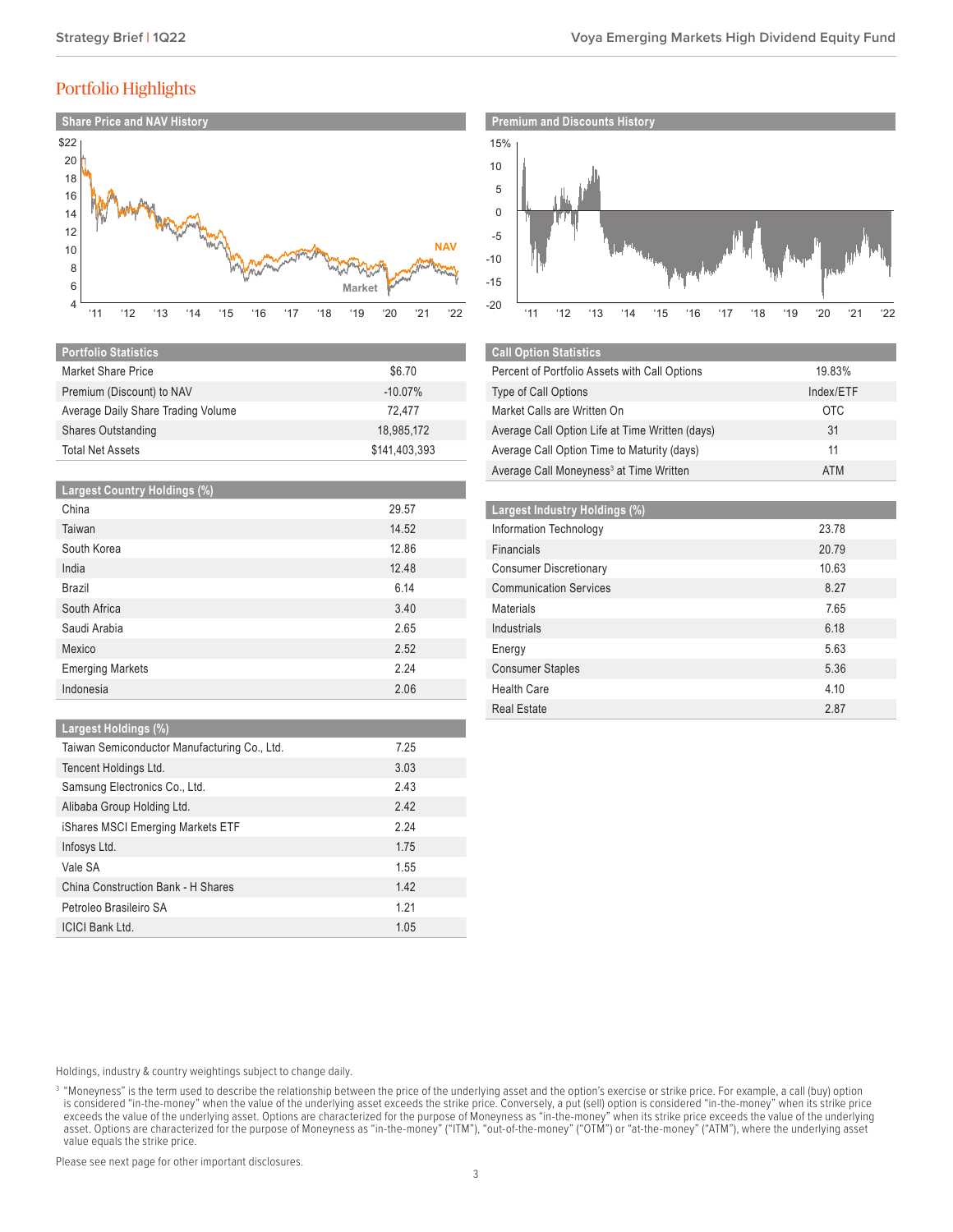# Portfolio Highlights

**Share Price and NAV History**

**Premium and Discounts History**

| Portfolio Statistics | |
|---|---|
| Market Share Price | $6.70 |
| Premium (Discount) to NAV | -10.07% |
| Average Daily Share Trading Volume | 72,477 |
| Shares Outstanding | 18,985,172 |
| Total Net Assets | $141,403,393 |

| Call Option Statistics | |
|---|---|
| Percent of Portfolio Assets with Call Options | 19.83% |
| Type of Call Options | Index/ETF |
| Market Calls are Written On | OTC |
| Average Call Option Life at Time Written (days) | 31 |
| Average Call Option Time to Maturity (days) | 11 |
| Average Call Moneyness[3] at Time Written | ATM |

| Largest Country Holdings (%) | |
|---|---|
| China | 29.57 |
| Taiwan | 14.52 |
| South Korea | 12.86 |
| India | 12.48 |
| Brazil | 6.14 |
| South Africa | 3.40 |
| Saudi Arabia | 2.65 |
| Mexico | 2.52 |
| Emerging Markets | 2.24 |
| Indonesia | 2.06 |

| Largest Industry Holdings (%) | |
|---|---|
| Information Technology | 23.78 |
| Financials | 20.79 |
| Consumer Discretionary | 10.63 |
| Communication Services | 8.27 |
| Materials | 7.65 |
| Industrials | 6.18 |
| Energy | 5.63 |
| Consumer Staples | 5.36 |
| Health Care | 4.10 |
| Real Estate | 2.87 |

| Largest Holdings (%) | |
|---|---|
| Taiwan Semiconductor Manufacturing Co., Ltd. | 7.25 |
| Tencent Holdings Ltd. | 3.03 |
| Samsung Electronics Co., Ltd. | 2.43 |
| Alibaba Group Holding Ltd. | 2.42 |
| iShares MSCI Emerging Markets ETF | 2.24 |
| Infosys Ltd. | 1.75 |
| Vale SA | 1.55 |
| China Construction Bank - H Shares | 1.42 |
| Petroleo Brasileiro SA | 1.21 |
| ICICI Bank Ltd. | 1.05 |

Holdings, industry & country weightings subject to change daily.

[3] "Moneyness" is the term used to describe the relationship between the price of the underlying asset and the option's exercise or strike price. For example, a call (buy) option is considered "in-the-money" when the value of the underlying asset exceeds the strike price. Conversely, a put (sell) option is considered "in-the-money" when its strike price exceeds the value of the underlying asset. Options are characterized for the purpose of Moneyness as "in-the-money" when its strike price exceeds the value of the underlying asset. Options are characterized for the purpose of Moneyness as "in-the-money" ("ITM"), "out-of-the-money" ("OTM") or "at-the-money" ("ATM"), where the underlying asset value equals the strike price.

Please see next page for other important disclosures.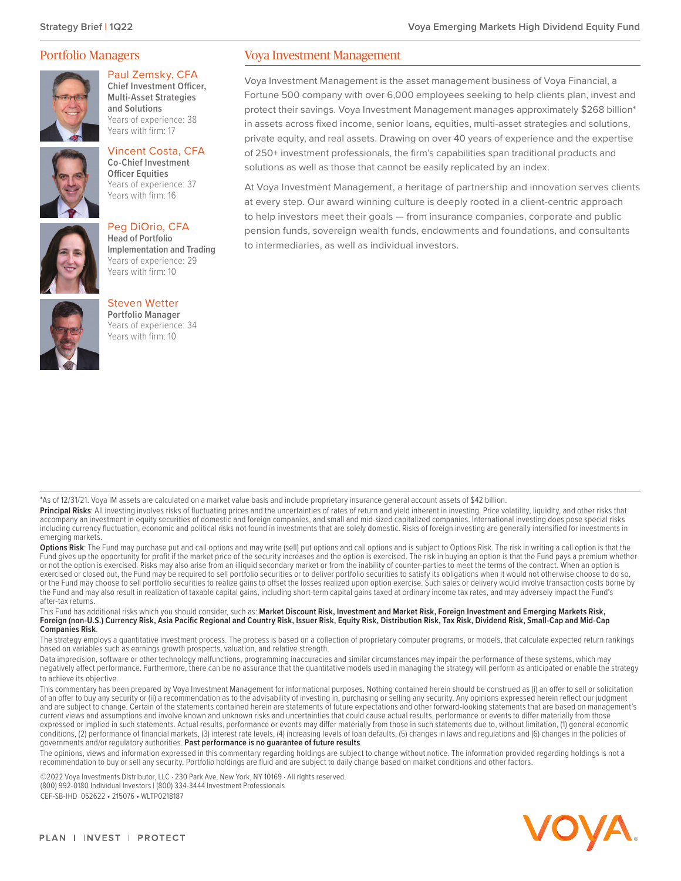## Portfolio Managers

**Paul Zemsky, CFA**
**Chief Investment Officer, Multi-Asset Strategies and Solutions**
Years of experience: 38
Years with firm: 17

**Vincent Costa, CFA**
**Co-Chief Investment Officer Equities**
Years of experience: 37
Years with firm: 16

**Peg DiOrio, CFA**
**Head of Portfolio Implementation and Trading**
Years of experience: 29
Years with firm: 10

**Steven Wetter**
**Portfolio Manager**
Years of experience: 34
Years with firm: 10

## Voya Investment Management

Voya Investment Management is the asset management business of Voya Financial, a Fortune 500 company with over 6,000 employees seeking to help clients plan, invest and protect their savings. Voya Investment Management manages approximately $268 billion* in assets across fixed income, senior loans, equities, multi-asset strategies and solutions, private equity, and real assets. Drawing on over 40 years of experience and the expertise of 250+ investment professionals, the firm's capabilities span traditional products and solutions as well as those that cannot be easily replicated by an index.

At Voya Investment Management, a heritage of partnership and innovation serves clients at every step. Our award winning culture is deeply rooted in a client-centric approach to help investors meet their goals — from insurance companies, corporate and public pension funds, sovereign wealth funds, endowments and foundations, and consultants to intermediaries, as well as individual investors.

*As of 12/31/21. Voya IM assets are calculated on a market value basis and include proprietary insurance general account assets of $42 billion.

**Principal Risks**: All investing involves risks of fluctuating prices and the uncertainties of rates of return and yield inherent in investing. Price volatility, liquidity, and other risks that accompany an investment in equity securities of domestic and foreign companies, and small and mid-sized capitalized companies. International investing does pose special risks including currency fluctuation, economic and political risks not found in investments that are solely domestic. Risks of foreign investing are generally intensified for investments in emerging markets.

**Options Risk**: The Fund may purchase put and call options and may write (sell) put options and call options and is subject to Options Risk. The risk in writing a call option is that the Fund gives up the opportunity for profit if the market price of the security increases and the option is exercised. The risk in buying an option is that the Fund pays a premium whether or not the option is exercised. Risks may also arise from an illiquid secondary market or from the inability of counter-parties to meet the terms of the contract. When an option is exercised or closed out, the Fund may be required to sell portfolio securities or to deliver portfolio securities to satisfy its obligations when it would not otherwise choose to do so, or the Fund may choose to sell portfolio securities to realize gains to offset the losses realized upon option exercise. Such sales or delivery would involve transaction costs borne by the Fund and may also result in realization of taxable capital gains, including short-term capital gains taxed at ordinary income tax rates, and may adversely impact the Fund's after-tax returns.

This Fund has additional risks which you should consider, such as: **Market Discount Risk, Investment and Market Risk, Foreign Investment and Emerging Markets Risk, Foreign (non-U.S.) Currency Risk, Asia Pacific Regional and Country Risk, Issuer Risk, Equity Risk, Distribution Risk, Tax Risk, Dividend Risk, Small-Cap and Mid-Cap Companies Risk**.

The strategy employs a quantitative investment process. The process is based on a collection of proprietary computer programs, or models, that calculate expected return rankings based on variables such as earnings growth prospects, valuation, and relative strength.

Data imprecision, software or other technology malfunctions, programming inaccuracies and similar circumstances may impair the performance of these systems, which may negatively affect performance. Furthermore, there can be no assurance that the quantitative models used in managing the strategy will perform as anticipated or enable the strategy to achieve its objective.

This commentary has been prepared by Voya Investment Management for informational purposes. Nothing contained herein should be construed as (i) an offer to sell or solicitation of an offer to buy any security or (ii) a recommendation as to the advisability of investing in, purchasing or selling any security. Any opinions expressed herein reflect our judgment and are subject to change. Certain of the statements contained herein are statements of future expectations and other forward-looking statements that are based on management's current views and assumptions and involve known and unknown risks and uncertainties that could cause actual results, performance or events to differ materially from those expressed or implied in such statements. Actual results, performance or events may differ materially from those in such statements due to, without limitation, (1) general economic conditions, (2) performance of financial markets, (3) interest rate levels, (4) increasing levels of loan defaults, (5) changes in laws and regulations and (6) changes in the policies of governments and/or regulatory authorities. **Past performance is no guarantee of future results**.

The opinions, views and information expressed in this commentary regarding holdings are subject to change without notice. The information provided regarding holdings is not a recommendation to buy or sell any security. Portfolio holdings are fluid and are subject to daily change based on market conditions and other factors.

©2022 Voya Investments Distributor, LLC · 230 Park Ave, New York, NY 10169 · All rights reserved.
(800) 992-0180 Individual Investors | (800) 334-3444 Investment Professionals
CEF-SB-IHD 052622 • 215076 • WLTP0218187

PLAN | INVEST | PROTECT